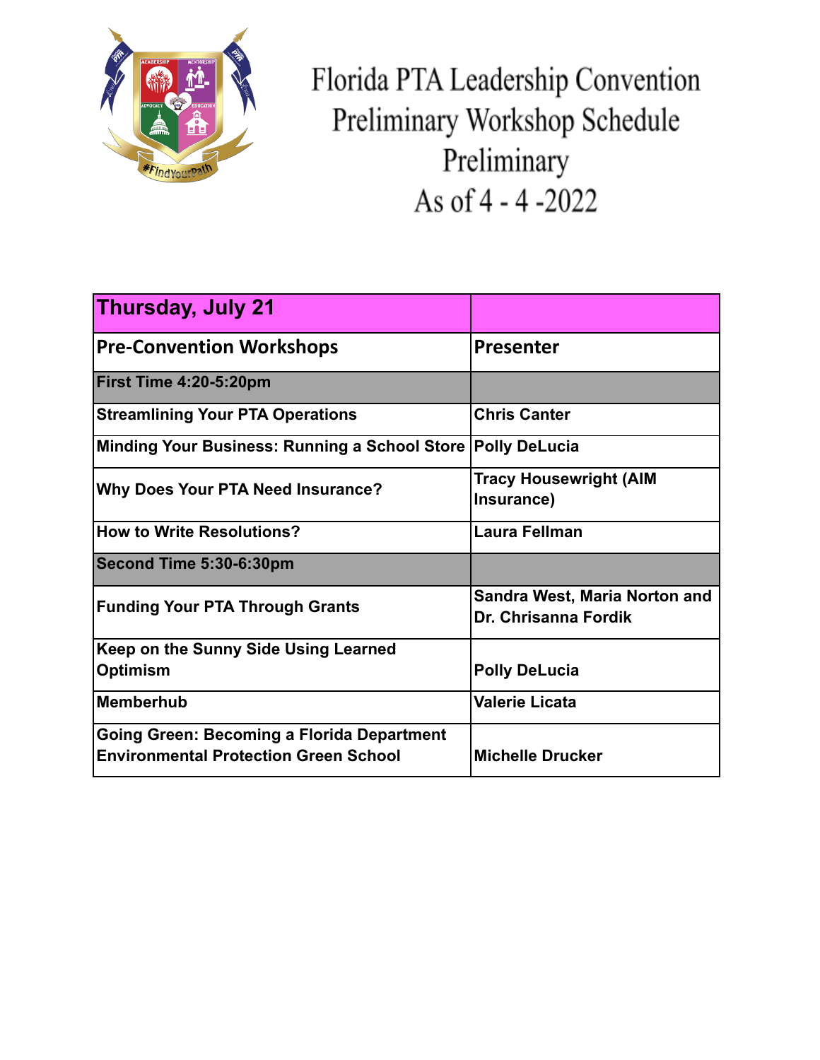# Florida PTA Leadership Convention Preliminary Workshop Schedule Preliminary As of 4 - 4 -2022

| **Thursday, July 21** | |
|---|---|
| **Pre-Convention Workshops** | **Presenter** |
| **First Time 4:20-5:20pm** | |
| **Streamlining Your PTA Operations** | **Chris Canter** |
| **Minding Your Business: Running a School Store** | **Polly DeLucia** |
| **Why Does Your PTA Need Insurance?** | **Tracy Housewright (AIM Insurance)** |
| **How to Write Resolutions?** | **Laura Fellman** |
| **Second Time 5:30-6:30pm** | |
| **Funding Your PTA Through Grants** | **Sandra West, Maria Norton and Dr. Chrisanna Fordik** |
| **Keep on the Sunny Side Using Learned Optimism** | **Polly DeLucia** |
| **Memberhub** | **Valerie Licata** |
| **Going Green: Becoming a Florida Department Environmental Protection Green School** | **Michelle Drucker** |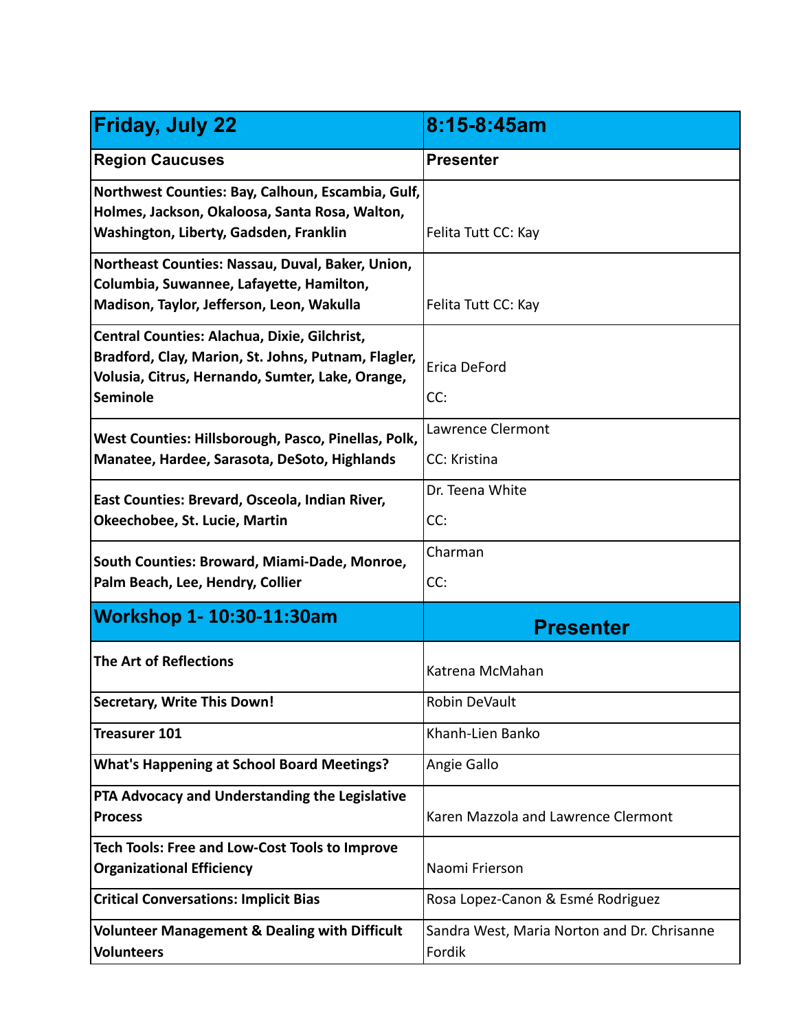| **Friday, July 22** | **8:15-8:45am** |
|---|---|
| **Region Caucuses** | **Presenter** |
| **Northwest Counties: Bay, Calhoun, Escambia, Gulf, Holmes, Jackson, Okaloosa, Santa Rosa, Walton, Washington, Liberty, Gadsden, Franklin** | Felita Tutt CC: Kay |
| **Northeast Counties: Nassau, Duval, Baker, Union, Columbia, Suwannee, Lafayette, Hamilton, Madison, Taylor, Jefferson, Leon, Wakulla** | Felita Tutt CC: Kay |
| **Central Counties: Alachua, Dixie, Gilchrist, Bradford, Clay, Marion, St. Johns, Putnam, Flagler, Volusia, Citrus, Hernando, Sumter, Lake, Orange, Seminole** | Erica DeFord<br>CC: |
| **West Counties: Hillsborough, Pasco, Pinellas, Polk, Manatee, Hardee, Sarasota, DeSoto, Highlands** | Lawrence Clermont<br>CC: Kristina |
| **East Counties: Brevard, Osceola, Indian River, Okeechobee, St. Lucie, Martin** | Dr. Teena White<br>CC: |
| **South Counties: Broward, Miami-Dade, Monroe, Palm Beach, Lee, Hendry, Collier** | Charman<br>CC: |
| **Workshop 1- 10:30-11:30am** | **Presenter** |
| **The Art of Reflections** | Katrena McMahan |
| **Secretary, Write This Down!** | Robin DeVault |
| **Treasurer 101** | Khanh-Lien Banko |
| **What's Happening at School Board Meetings?** | Angie Gallo |
| **PTA Advocacy and Understanding the Legislative Process** | Karen Mazzola and Lawrence Clermont |
| **Tech Tools: Free and Low-Cost Tools to Improve Organizational Efficiency** | Naomi Frierson |
| **Critical Conversations: Implicit Bias** | Rosa Lopez-Canon & Esmé Rodriguez |
| **Volunteer Management & Dealing with Difficult Volunteers** | Sandra West, Maria Norton and Dr. Chrisanne Fordik |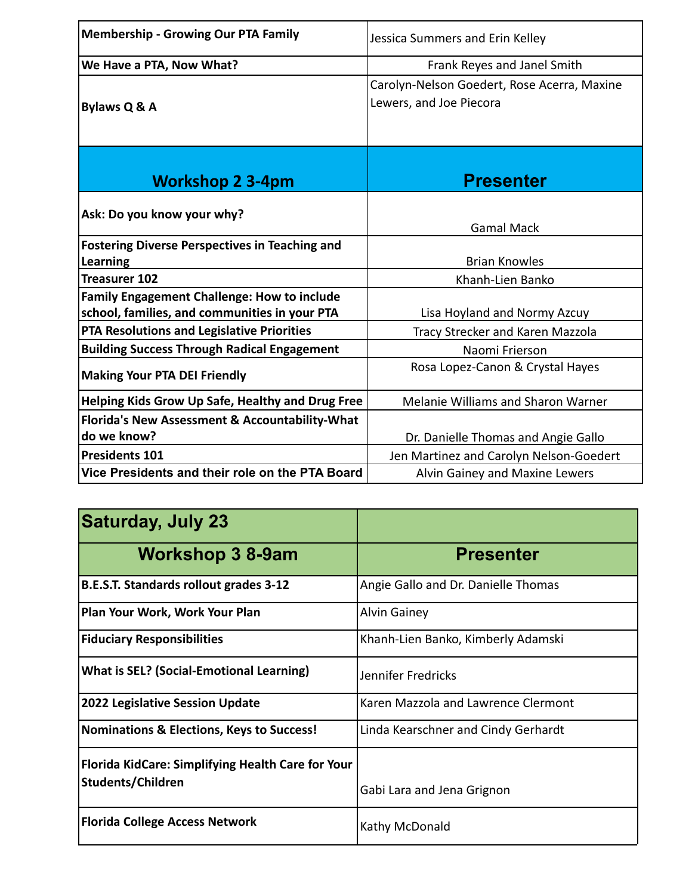| | |
|---|---|
| **Membership - Growing Our PTA Family** | Jessica Summers and Erin Kelley |
| **We Have a PTA, Now What?** | Frank Reyes and Janel Smith |
| **Bylaws Q & A** | Carolyn-Nelson Goedert, Rose Acerra, Maxine Lewers, and Joe Piecora |

| Workshop 2 3-4pm | Presenter |
|---|---|
| **Ask: Do you know your why?** | Gamal Mack |
| **Fostering Diverse Perspectives in Teaching and Learning** | Brian Knowles |
| **Treasurer 102** | Khanh-Lien Banko |
| **Family Engagement Challenge: How to include school, families, and communities in your PTA** | Lisa Hoyland and Normy Azcuy |
| **PTA Resolutions and Legislative Priorities** | Tracy Strecker and Karen Mazzola |
| **Building Success Through Radical Engagement** | Naomi Frierson |
| **Making Your PTA DEI Friendly** | Rosa Lopez-Canon & Crystal Hayes |
| **Helping Kids Grow Up Safe, Healthy and Drug Free** | Melanie Williams and Sharon Warner |
| **Florida's New Assessment & Accountability-What do we know?** | Dr. Danielle Thomas and Angie Gallo |
| **Presidents 101** | Jen Martinez and Carolyn Nelson-Goedert |
| **Vice Presidents and their role on the PTA Board** | Alvin Gainey and Maxine Lewers |

## Saturday, July 23

| Workshop 3 8-9am | Presenter |
|---|---|
| **B.E.S.T. Standards rollout grades 3-12** | Angie Gallo and Dr. Danielle Thomas |
| **Plan Your Work, Work Your Plan** | Alvin Gainey |
| **Fiduciary Responsibilities** | Khanh-Lien Banko, Kimberly Adamski |
| **What is SEL? (Social-Emotional Learning)** | Jennifer Fredricks |
| **2022 Legislative Session Update** | Karen Mazzola and Lawrence Clermont |
| **Nominations & Elections, Keys to Success!** | Linda Kearschner and Cindy Gerhardt |
| **Florida KidCare: Simplifying Health Care for Your Students/Children** | Gabi Lara and Jena Grignon |
| **Florida College Access Network** | Kathy McDonald |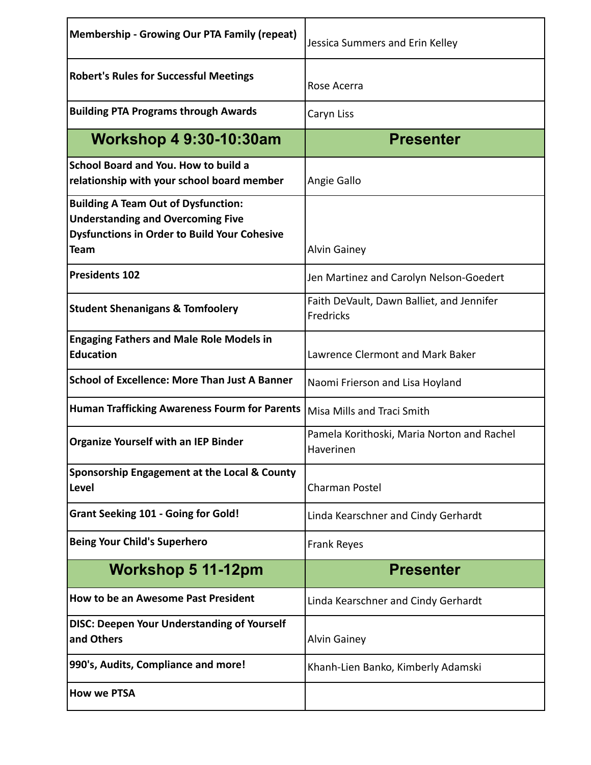| | |
|---|---|
| **Membership - Growing Our PTA Family (repeat)** | Jessica Summers and Erin Kelley |
| **Robert's Rules for Successful Meetings** | Rose Acerra |
| **Building PTA Programs through Awards** | Caryn Liss |
| **Workshop 4 9:30-10:30am** | **Presenter** |
| **School Board and You. How to build a relationship with your school board member** | Angie Gallo |
| **Building A Team Out of Dysfunction: Understanding and Overcoming Five Dysfunctions in Order to Build Your Cohesive Team** | Alvin Gainey |
| **Presidents 102** | Jen Martinez and Carolyn Nelson-Goedert |
| **Student Shenanigans & Tomfoolery** | Faith DeVault, Dawn Balliet, and Jennifer Fredricks |
| **Engaging Fathers and Male Role Models in Education** | Lawrence Clermont and Mark Baker |
| **School of Excellence: More Than Just A Banner** | Naomi Frierson and Lisa Hoyland |
| **Human Trafficking Awareness Fourm for Parents** | Misa Mills and Traci Smith |
| **Organize Yourself with an IEP Binder** | Pamela Korithoski, Maria Norton and Rachel Haverinen |
| **Sponsorship Engagement at the Local & County Level** | Charman Postel |
| **Grant Seeking 101 - Going for Gold!** | Linda Kearschner and Cindy Gerhardt |
| **Being Your Child's Superhero** | Frank Reyes |
| **Workshop 5 11-12pm** | **Presenter** |
| **How to be an Awesome Past President** | Linda Kearschner and Cindy Gerhardt |
| **DISC: Deepen Your Understanding of Yourself and Others** | Alvin Gainey |
| **990's, Audits, Compliance and more!** | Khanh-Lien Banko, Kimberly Adamski |
| **How we PTSA** | |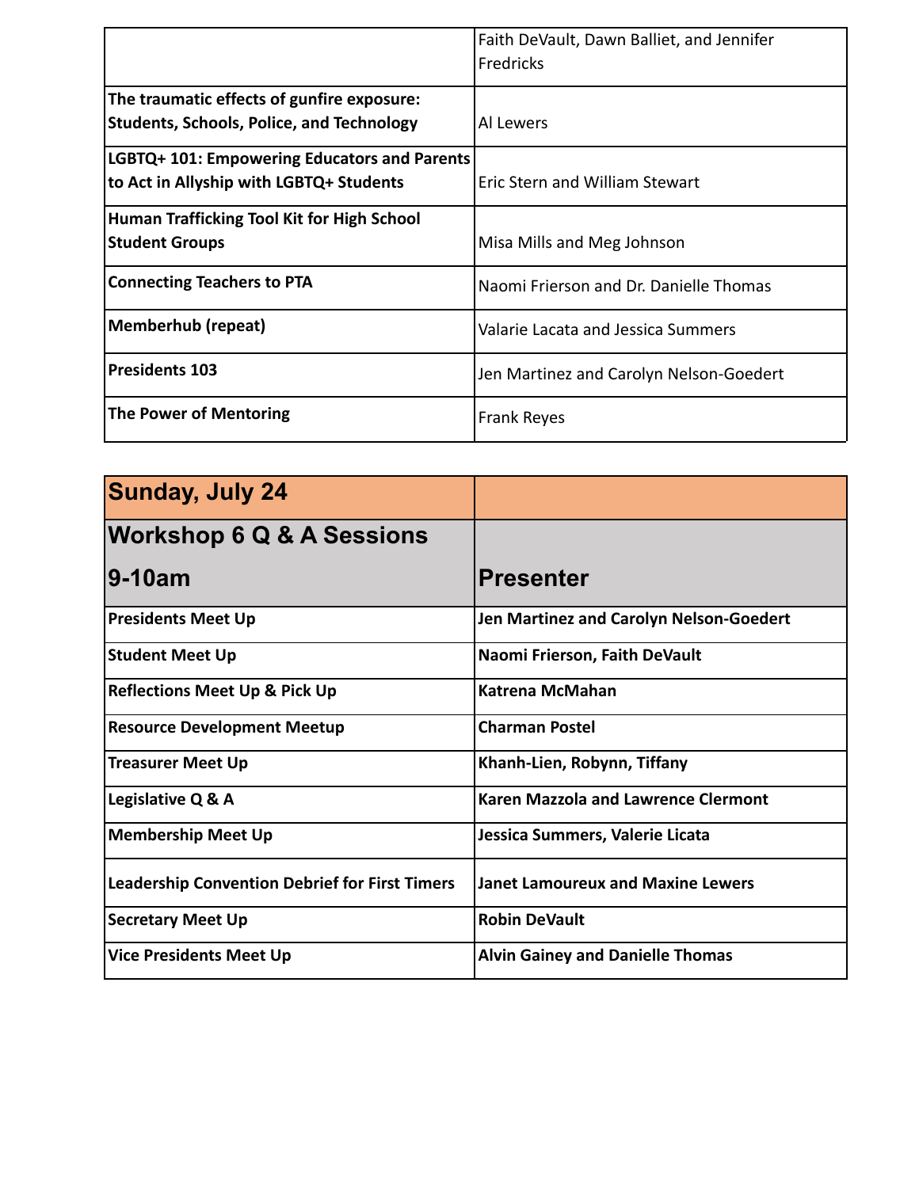| | |
|---|---|
| | Faith DeVault, Dawn Balliet, and Jennifer Fredricks |
| **The traumatic effects of gunfire exposure: Students, Schools, Police, and Technology** | Al Lewers |
| **LGBTQ+ 101: Empowering Educators and Parents to Act in Allyship with LGBTQ+ Students** | Eric Stern and William Stewart |
| **Human Trafficking Tool Kit for High School Student Groups** | Misa Mills and Meg Johnson |
| **Connecting Teachers to PTA** | Naomi Frierson and Dr. Danielle Thomas |
| **Memberhub (repeat)** | Valarie Lacata and Jessica Summers |
| **Presidents 103** | Jen Martinez and Carolyn Nelson-Goedert |
| **The Power of Mentoring** | Frank Reyes |

| **Sunday, July 24** | |
|---|---|
| **Workshop 6 Q & A Sessions 9-10am** | **Presenter** |
| **Presidents Meet Up** | **Jen Martinez and Carolyn Nelson-Goedert** |
| **Student Meet Up** | **Naomi Frierson, Faith DeVault** |
| **Reflections Meet Up & Pick Up** | **Katrena McMahan** |
| **Resource Development Meetup** | **Charman Postel** |
| **Treasurer Meet Up** | **Khanh-Lien, Robynn, Tiffany** |
| **Legislative Q & A** | **Karen Mazzola and Lawrence Clermont** |
| **Membership Meet Up** | **Jessica Summers, Valerie Licata** |
| **Leadership Convention Debrief for First Timers** | **Janet Lamoureux and Maxine Lewers** |
| **Secretary Meet Up** | **Robin DeVault** |
| **Vice Presidents Meet Up** | **Alvin Gainey and Danielle Thomas** |